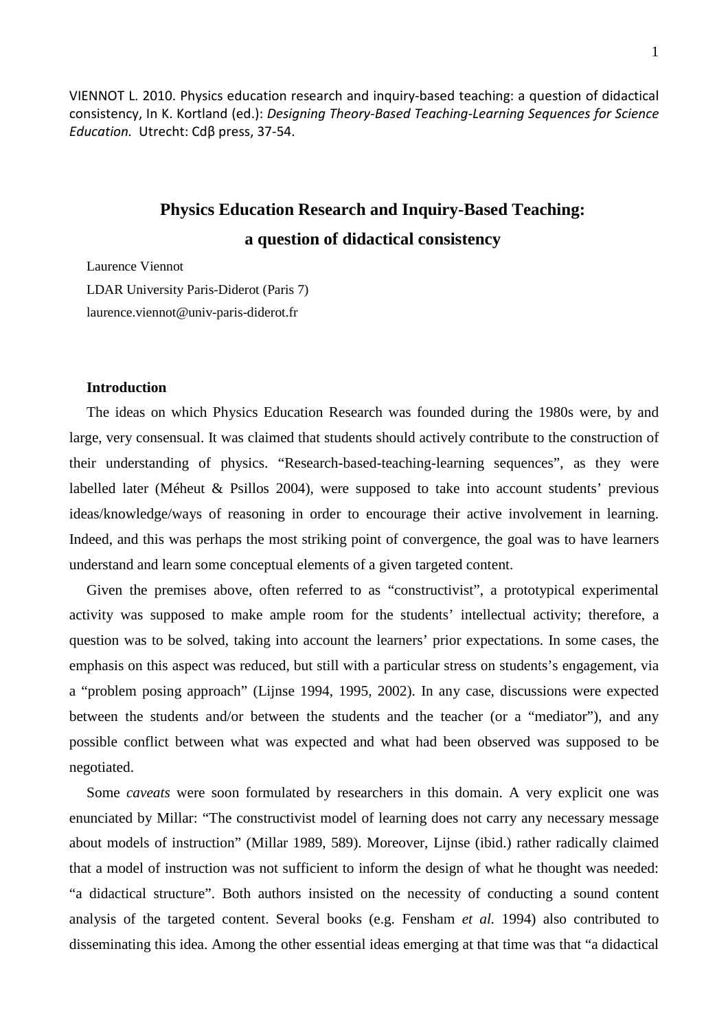VIENNOT L. 2010. Physics education research and inquiry-based teaching: a question of didactical consistency, In K. Kortland (ed.): *Designing Theory-Based Teaching-Learning Sequences for Science Education.* Utrecht: Cdβ press, 37-54.

# Physics Education Research and Inquiry-Based Teaching: a question of didactical consistency

Laurence Viennot

LDAR University Paris-Diderot (Paris 7)

laurence.viennot@univ-paris-diderot.fr

## Introduction

The ideas on which Physics Education Research was founded during the 1980s were, by and large, very consensual. It was claimed that students should actively contribute to the construction of their understanding of physics. "Research-based-teaching-learning sequences", as they were labelled later (Méheut & Psillos 2004), were supposed to take into account students' previous ideas/knowledge/ways of reasoning in order to encourage their active involvement in learning. Indeed, and this was perhaps the most striking point of convergence, the goal was to have learners understand and learn some conceptual elements of a given targeted content.

Given the premises above, often referred to as "constructivist", a prototypical experimental activity was supposed to make ample room for the students' intellectual activity; therefore, a question was to be solved, taking into account the learners' prior expectations. In some cases, the emphasis on this aspect was reduced, but still with a particular stress on students's engagement, via a "problem posing approach" (Lijnse 1994, 1995, 2002). In any case, discussions were expected between the students and/or between the students and the teacher (or a "mediator"), and any possible conflict between what was expected and what had been observed was supposed to be negotiated.

Some *caveats* were soon formulated by researchers in this domain. A very explicit one was enunciated by Millar: "The constructivist model of learning does not carry any necessary message about models of instruction" (Millar 1989, 589). Moreover, Lijnse (ibid.) rather radically claimed that a model of instruction was not sufficient to inform the design of what he thought was needed: "a didactical structure". Both authors insisted on the necessity of conducting a sound content analysis of the targeted content. Several books (e.g. Fensham *et al.* 1994) also contributed to disseminating this idea. Among the other essential ideas emerging at that time was that "a didactical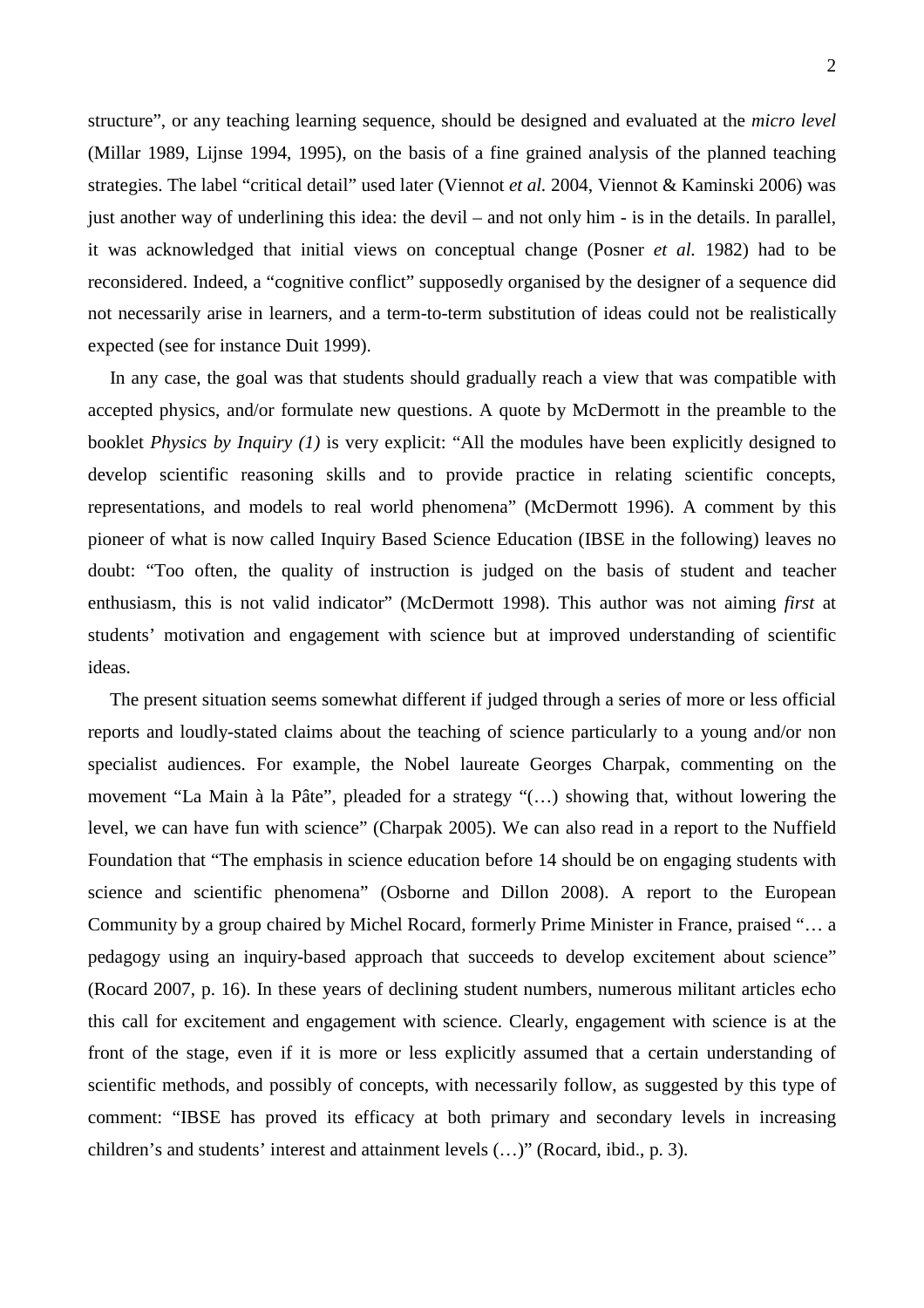structure", or any teaching learning sequence, should be designed and evaluated at the *micro level* (Millar 1989, Lijnse 1994, 1995), on the basis of a fine grained analysis of the planned teaching strategies. The label "critical detail" used later (Viennot *et al.* 2004, Viennot & Kaminski 2006) was just another way of underlining this idea: the devil – and not only him - is in the details. In parallel, it was acknowledged that initial views on conceptual change (Posner *et al.* 1982) had to be reconsidered. Indeed, a "cognitive conflict" supposedly organised by the designer of a sequence did not necessarily arise in learners, and a term-to-term substitution of ideas could not be realistically expected (see for instance Duit 1999).

In any case, the goal was that students should gradually reach a view that was compatible with accepted physics, and/or formulate new questions. A quote by McDermott in the preamble to the booklet *Physics by Inquiry (1)* is very explicit: "All the modules have been explicitly designed to develop scientific reasoning skills and to provide practice in relating scientific concepts, representations, and models to real world phenomena" (McDermott 1996). A comment by this pioneer of what is now called Inquiry Based Science Education (IBSE in the following) leaves no doubt: "Too often, the quality of instruction is judged on the basis of student and teacher enthusiasm, this is not valid indicator" (McDermott 1998). This author was not aiming *first* at students' motivation and engagement with science but at improved understanding of scientific ideas.

The present situation seems somewhat different if judged through a series of more or less official reports and loudly-stated claims about the teaching of science particularly to a young and/or non specialist audiences. For example, the Nobel laureate Georges Charpak, commenting on the movement "La Main à la Pâte", pleaded for a strategy "(…) showing that, without lowering the level, we can have fun with science" (Charpak 2005). We can also read in a report to the Nuffield Foundation that "The emphasis in science education before 14 should be on engaging students with science and scientific phenomena" (Osborne and Dillon 2008). A report to the European Community by a group chaired by Michel Rocard, formerly Prime Minister in France, praised "… a pedagogy using an inquiry-based approach that succeeds to develop excitement about science" (Rocard 2007, p. 16). In these years of declining student numbers, numerous militant articles echo this call for excitement and engagement with science. Clearly, engagement with science is at the front of the stage, even if it is more or less explicitly assumed that a certain understanding of scientific methods, and possibly of concepts, with necessarily follow, as suggested by this type of comment: "IBSE has proved its efficacy at both primary and secondary levels in increasing children's and students' interest and attainment levels (…)" (Rocard, ibid., p. 3).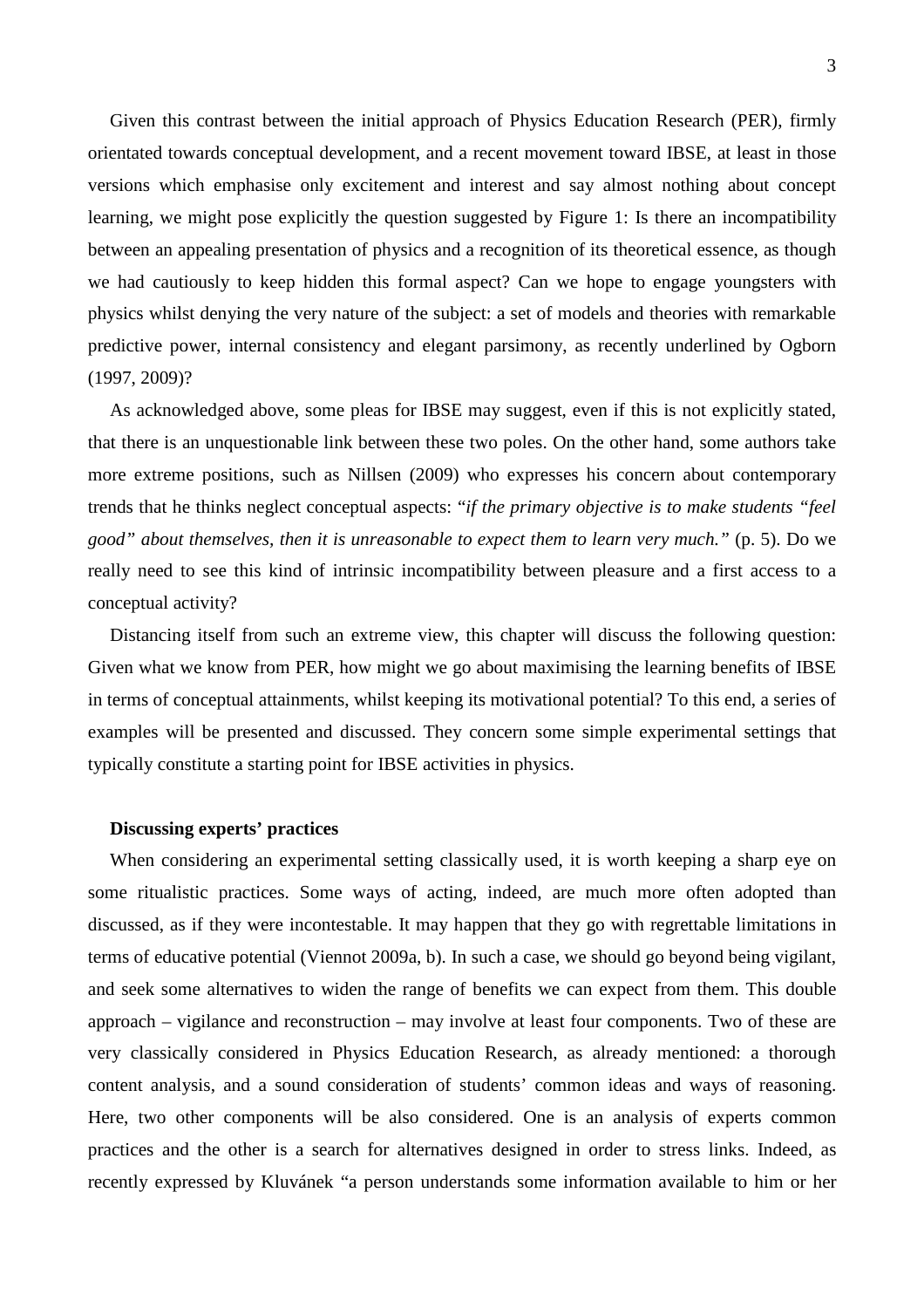Given this contrast between the initial approach of Physics Education Research (PER), firmly orientated towards conceptual development, and a recent movement toward IBSE, at least in those versions which emphasise only excitement and interest and say almost nothing about concept learning, we might pose explicitly the question suggested by Figure 1: Is there an incompatibility between an appealing presentation of physics and a recognition of its theoretical essence, as though we had cautiously to keep hidden this formal aspect? Can we hope to engage youngsters with physics whilst denying the very nature of the subject: a set of models and theories with remarkable predictive power, internal consistency and elegant parsimony, as recently underlined by Ogborn (1997, 2009)?

As acknowledged above, some pleas for IBSE may suggest, even if this is not explicitly stated, that there is an unquestionable link between these two poles. On the other hand, some authors take more extreme positions, such as Nillsen (2009) who expresses his concern about contemporary trends that he thinks neglect conceptual aspects: "*if the primary objective is to make students "feel good" about themselves, then it is unreasonable to expect them to learn very much."* (p. 5). Do we really need to see this kind of intrinsic incompatibility between pleasure and a first access to a conceptual activity?

Distancing itself from such an extreme view, this chapter will discuss the following question: Given what we know from PER, how might we go about maximising the learning benefits of IBSE in terms of conceptual attainments, whilst keeping its motivational potential? To this end, a series of examples will be presented and discussed. They concern some simple experimental settings that typically constitute a starting point for IBSE activities in physics.

**Discussing experts' practices**

When considering an experimental setting classically used, it is worth keeping a sharp eye on some ritualistic practices. Some ways of acting, indeed, are much more often adopted than discussed, as if they were incontestable. It may happen that they go with regrettable limitations in terms of educative potential (Viennot 2009a, b). In such a case, we should go beyond being vigilant, and seek some alternatives to widen the range of benefits we can expect from them. This double approach – vigilance and reconstruction – may involve at least four components. Two of these are very classically considered in Physics Education Research, as already mentioned: a thorough content analysis, and a sound consideration of students' common ideas and ways of reasoning. Here, two other components will be also considered. One is an analysis of experts common practices and the other is a search for alternatives designed in order to stress links. Indeed, as recently expressed by Kluvánek "a person understands some information available to him or her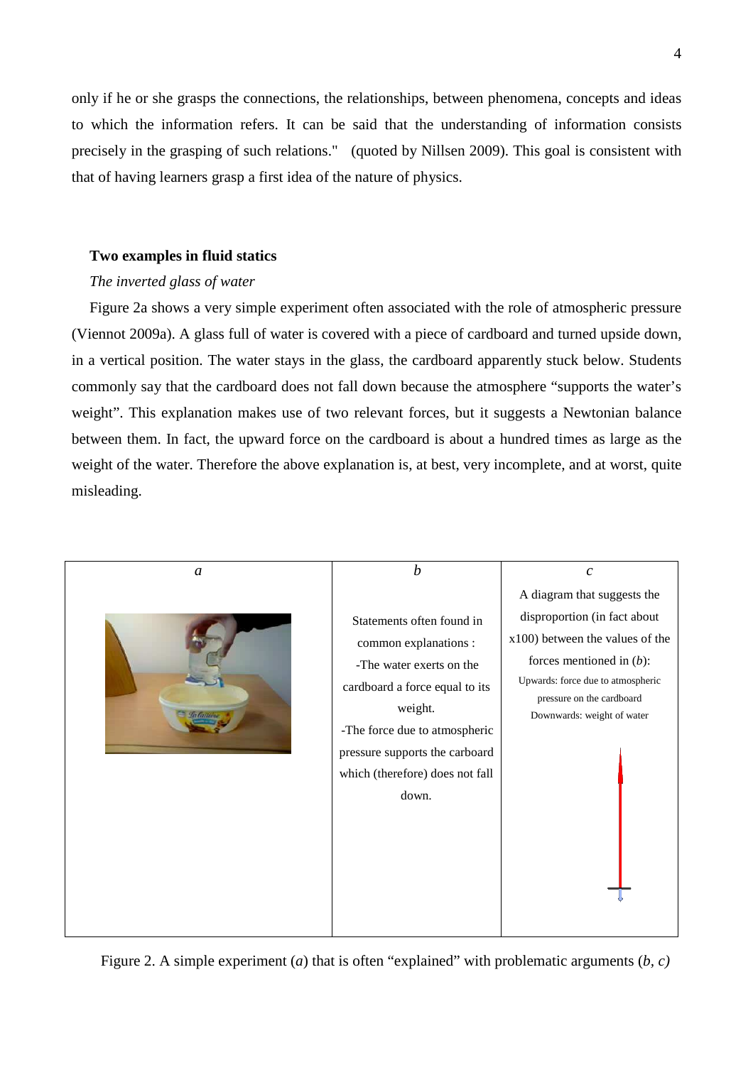only if he or she grasps the connections, the relationships, between phenomena, concepts and ideas to which the information refers. It can be said that the understanding of information consists precisely in the grasping of such relations." (quoted by Nillsen 2009). This goal is consistent with that of having learners grasp a first idea of the nature of physics.

### Two examples in fluid statics

*The inverted glass of water*

Figure 2a shows a very simple experiment often associated with the role of atmospheric pressure (Viennot 2009a). A glass full of water is covered with a piece of cardboard and turned upside down, in a vertical position. The water stays in the glass, the cardboard apparently stuck below. Students commonly say that the cardboard does not fall down because the atmosphere "supports the water's weight". This explanation makes use of two relevant forces, but it suggests a Newtonian balance between them. In fact, the upward force on the cardboard is about a hundred times as large as the weight of the water. Therefore the above explanation is, at best, very incomplete, and at worst, quite misleading.

| *a* | *b* | *c* |
|---|---|---|
| | Statements often found in common explanations : -The water exerts on the cardboard a force equal to its weight. -The force due to atmospheric pressure supports the carboard which (therefore) does not fall down. | A diagram that suggests the disproportion (in fact about x100) between the values of the forces mentioned in (*b*): Upwards: force due to atmospheric pressure on the cardboard Downwards: weight of water |

Figure 2. A simple experiment (*a*) that is often "explained" with problematic arguments (*b*, *c)*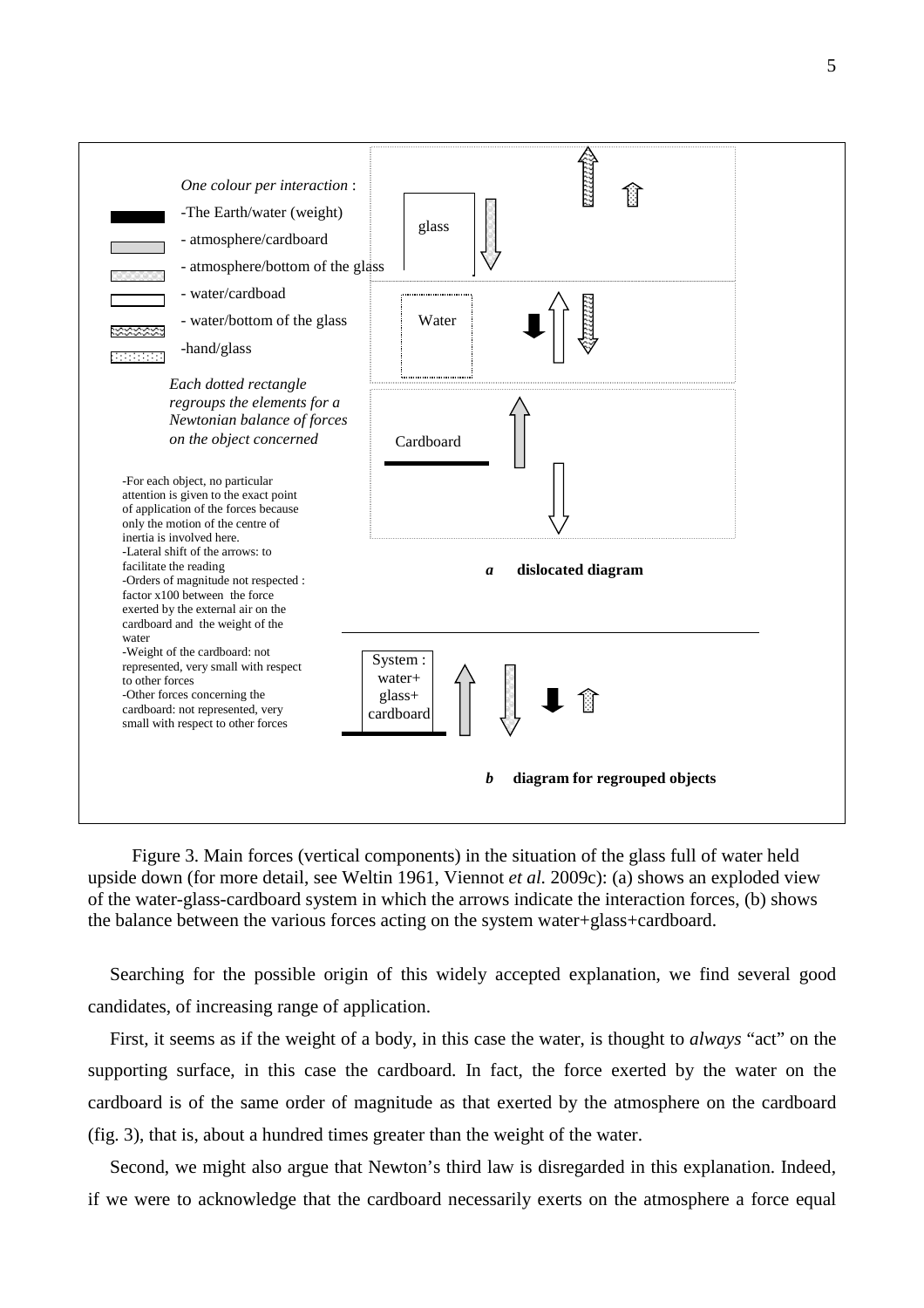One colour per interaction :

- The Earth/water (weight)
- atmosphere/cardboard
- atmosphere/bottom of the glass
- water/cardboad
- water/bottom of the glass
- hand/glass

*Each dotted rectangle regroups the elements for a Newtonian balance of forces on the object concerned*

- For each object, no particular attention is given to the exact point of application of the forces because only the motion of the centre of inertia is involved here.
- Lateral shift of the arrows: to facilitate the reading
- Orders of magnitude not respected : factor x100 between the force exerted by the external air on the cardboard and the weight of the water
- Weight of the cardboard: not represented, very small with respect to other forces
- Other forces concerning the cardboard: not represented, very small with respect to other forces

glass

Water

Cardboard

***a*** **dislocated diagram**

System : water+ glass+ cardboard

***b*** **diagram for regrouped objects**

Figure 3. Main forces (vertical components) in the situation of the glass full of water held upside down (for more detail, see Weltin 1961, Viennot *et al.* 2009c): (a) shows an exploded view of the water-glass-cardboard system in which the arrows indicate the interaction forces, (b) shows the balance between the various forces acting on the system water+glass+cardboard.

Searching for the possible origin of this widely accepted explanation, we find several good candidates, of increasing range of application.

First, it seems as if the weight of a body, in this case the water, is thought to *always* "act" on the supporting surface, in this case the cardboard. In fact, the force exerted by the water on the cardboard is of the same order of magnitude as that exerted by the atmosphere on the cardboard (fig. 3), that is, about a hundred times greater than the weight of the water.

Second, we might also argue that Newton's third law is disregarded in this explanation. Indeed, if we were to acknowledge that the cardboard necessarily exerts on the atmosphere a force equal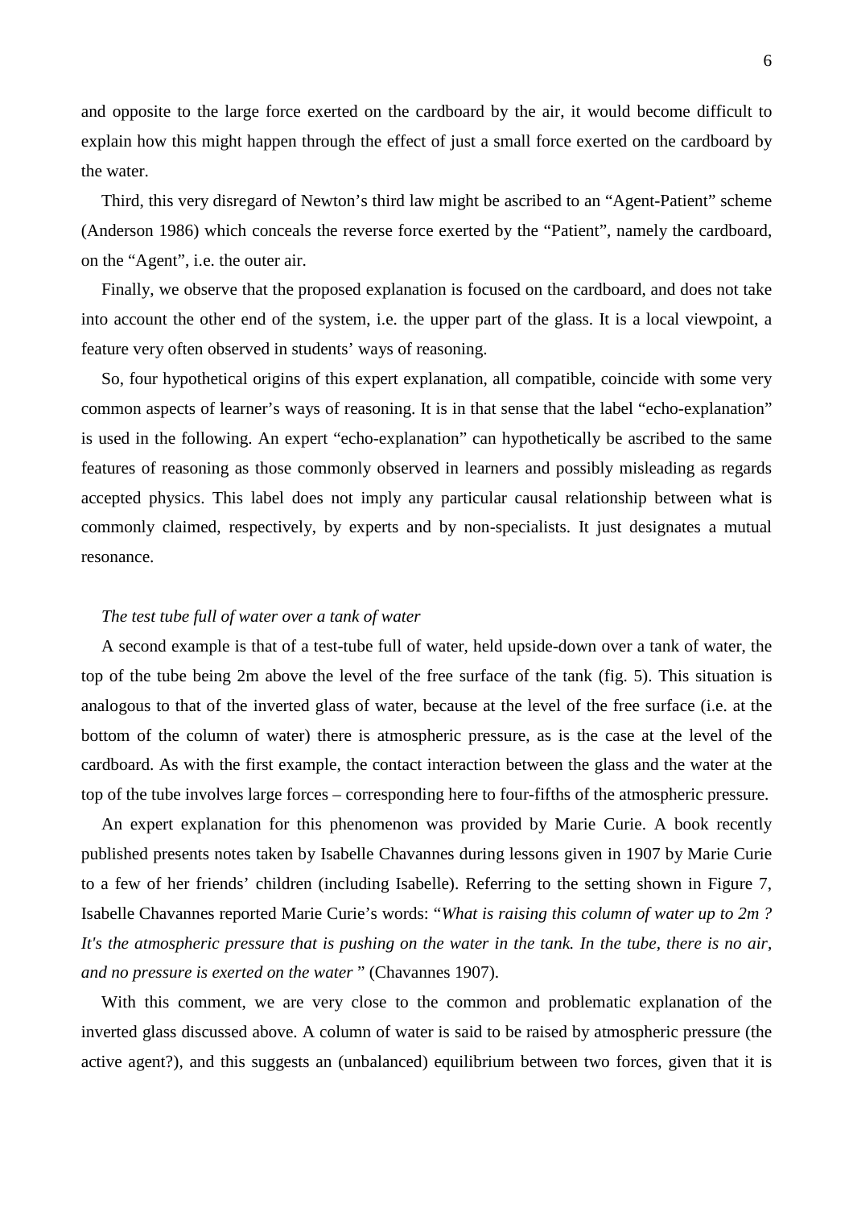and opposite to the large force exerted on the cardboard by the air, it would become difficult to explain how this might happen through the effect of just a small force exerted on the cardboard by the water.

Third, this very disregard of Newton's third law might be ascribed to an "Agent-Patient" scheme (Anderson 1986) which conceals the reverse force exerted by the "Patient", namely the cardboard, on the "Agent", i.e. the outer air.

Finally, we observe that the proposed explanation is focused on the cardboard, and does not take into account the other end of the system, i.e. the upper part of the glass. It is a local viewpoint, a feature very often observed in students' ways of reasoning.

So, four hypothetical origins of this expert explanation, all compatible, coincide with some very common aspects of learner's ways of reasoning. It is in that sense that the label "echo-explanation" is used in the following. An expert "echo-explanation" can hypothetically be ascribed to the same features of reasoning as those commonly observed in learners and possibly misleading as regards accepted physics. This label does not imply any particular causal relationship between what is commonly claimed, respectively, by experts and by non-specialists. It just designates a mutual resonance.

*The test tube full of water over a tank of water*

A second example is that of a test-tube full of water, held upside-down over a tank of water, the top of the tube being 2m above the level of the free surface of the tank (fig. 5). This situation is analogous to that of the inverted glass of water, because at the level of the free surface (i.e. at the bottom of the column of water) there is atmospheric pressure, as is the case at the level of the cardboard. As with the first example, the contact interaction between the glass and the water at the top of the tube involves large forces – corresponding here to four-fifths of the atmospheric pressure.

An expert explanation for this phenomenon was provided by Marie Curie. A book recently published presents notes taken by Isabelle Chavannes during lessons given in 1907 by Marie Curie to a few of her friends' children (including Isabelle). Referring to the setting shown in Figure 7, Isabelle Chavannes reported Marie Curie's words: "*What is raising this column of water up to 2m ? It's the atmospheric pressure that is pushing on the water in the tank. In the tube, there is no air, and no pressure is exerted on the water* " (Chavannes 1907).

With this comment, we are very close to the common and problematic explanation of the inverted glass discussed above. A column of water is said to be raised by atmospheric pressure (the active agent?), and this suggests an (unbalanced) equilibrium between two forces, given that it is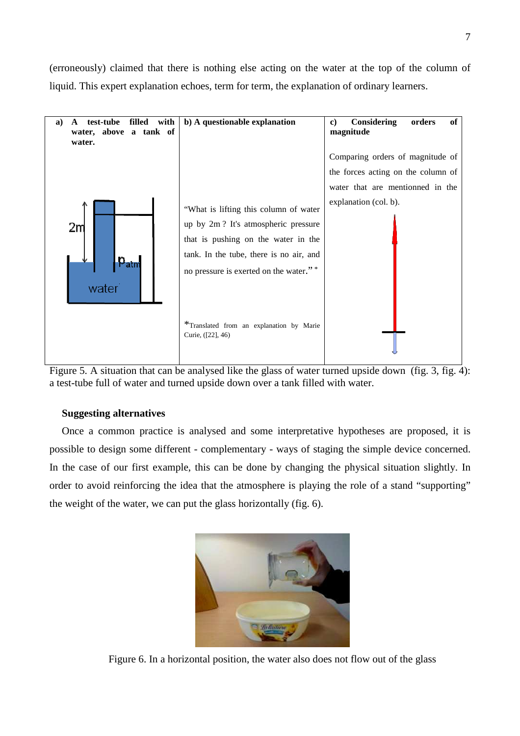(erroneously) claimed that there is nothing else acting on the water at the top of the column of liquid. This expert explanation echoes, term for term, the explanation of ordinary learners.

| **a) A test-tube filled with water, above a tank of water.** | **b) A questionable explanation** | **c) Considering orders of magnitude** |
|---|---|---|
| 2m, $p_{atm}$, water | "What is lifting this column of water up by 2m ? It's atmospheric pressure that is pushing on the water in the tank. In the tube, there is no air, and no pressure is exerted on the water." * <br><br> *Translated from an explanation by Marie Curie, ([22], 46) | Comparing orders of magnitude of the forces acting on the column of water that are mentionned in the explanation (col. b). |

Figure 5. A situation that can be analysed like the glass of water turned upside down (fig. 3, fig. 4): a test-tube full of water and turned upside down over a tank filled with water.

**Suggesting alternatives**

Once a common practice is analysed and some interpretative hypotheses are proposed, it is possible to design some different - complementary - ways of staging the simple device concerned. In the case of our first example, this can be done by changing the physical situation slightly. In order to avoid reinforcing the idea that the atmosphere is playing the role of a stand "supporting" the weight of the water, we can put the glass horizontally (fig. 6).

Figure 6. In a horizontal position, the water also does not flow out of the glass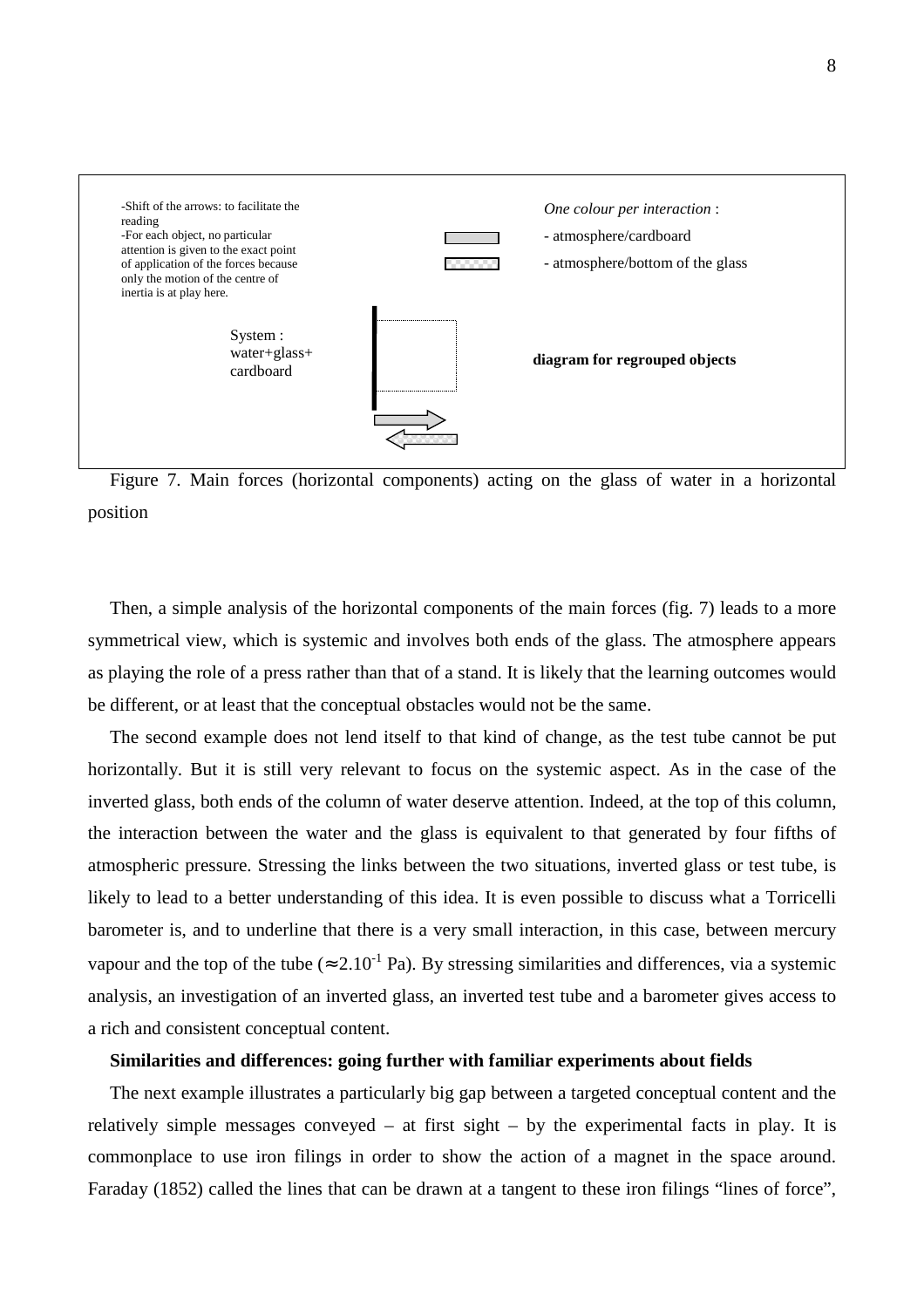-Shift of the arrows: to facilitate the reading
-For each object, no particular attention is given to the exact point of application of the forces because only the motion of the centre of inertia is at play here.

*One colour per interaction* :
- atmosphere/cardboard
- atmosphere/bottom of the glass

System : water+glass+ cardboard

**diagram for regrouped objects**

Figure 7. Main forces (horizontal components) acting on the glass of water in a horizontal position

Then, a simple analysis of the horizontal components of the main forces (fig. 7) leads to a more symmetrical view, which is systemic and involves both ends of the glass. The atmosphere appears as playing the role of a press rather than that of a stand. It is likely that the learning outcomes would be different, or at least that the conceptual obstacles would not be the same.

The second example does not lend itself to that kind of change, as the test tube cannot be put horizontally. But it is still very relevant to focus on the systemic aspect. As in the case of the inverted glass, both ends of the column of water deserve attention. Indeed, at the top of this column, the interaction between the water and the glass is equivalent to that generated by four fifths of atmospheric pressure. Stressing the links between the two situations, inverted glass or test tube, is likely to lead to a better understanding of this idea. It is even possible to discuss what a Torricelli barometer is, and to underline that there is a very small interaction, in this case, between mercury vapour and the top of the tube ($\approx 2.10^{-1}$ Pa). By stressing similarities and differences, via a systemic analysis, an investigation of an inverted glass, an inverted test tube and a barometer gives access to a rich and consistent conceptual content.

**Similarities and differences: going further with familiar experiments about fields**

The next example illustrates a particularly big gap between a targeted conceptual content and the relatively simple messages conveyed – at first sight – by the experimental facts in play. It is commonplace to use iron filings in order to show the action of a magnet in the space around. Faraday (1852) called the lines that can be drawn at a tangent to these iron filings "lines of force",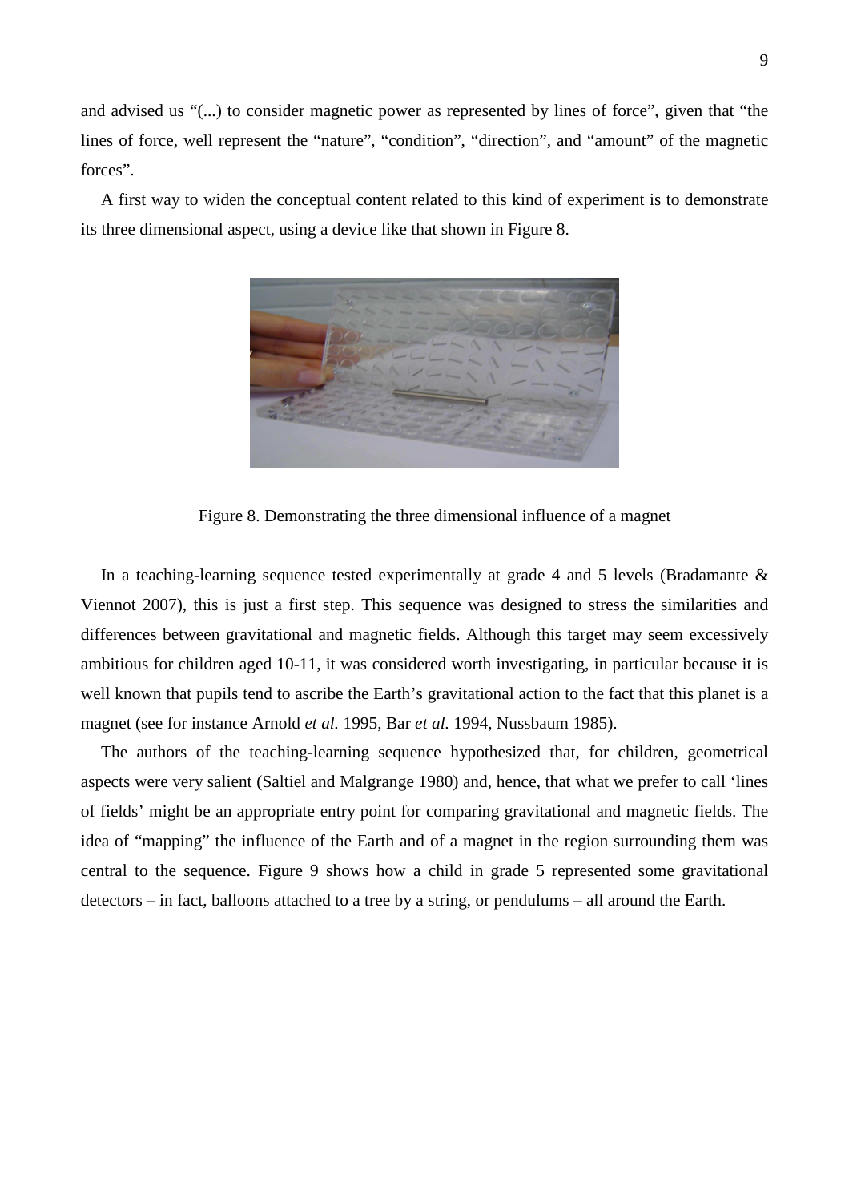and advised us "(...) to consider magnetic power as represented by lines of force", given that "the lines of force, well represent the "nature", "condition", "direction", and "amount" of the magnetic forces".

A first way to widen the conceptual content related to this kind of experiment is to demonstrate its three dimensional aspect, using a device like that shown in Figure 8.

Figure 8. Demonstrating the three dimensional influence of a magnet

In a teaching-learning sequence tested experimentally at grade 4 and 5 levels (Bradamante & Viennot 2007), this is just a first step. This sequence was designed to stress the similarities and differences between gravitational and magnetic fields. Although this target may seem excessively ambitious for children aged 10-11, it was considered worth investigating, in particular because it is well known that pupils tend to ascribe the Earth's gravitational action to the fact that this planet is a magnet (see for instance Arnold *et al.* 1995, Bar *et al.* 1994, Nussbaum 1985).

The authors of the teaching-learning sequence hypothesized that, for children, geometrical aspects were very salient (Saltiel and Malgrange 1980) and, hence, that what we prefer to call 'lines of fields' might be an appropriate entry point for comparing gravitational and magnetic fields. The idea of "mapping" the influence of the Earth and of a magnet in the region surrounding them was central to the sequence. Figure 9 shows how a child in grade 5 represented some gravitational detectors – in fact, balloons attached to a tree by a string, or pendulums – all around the Earth.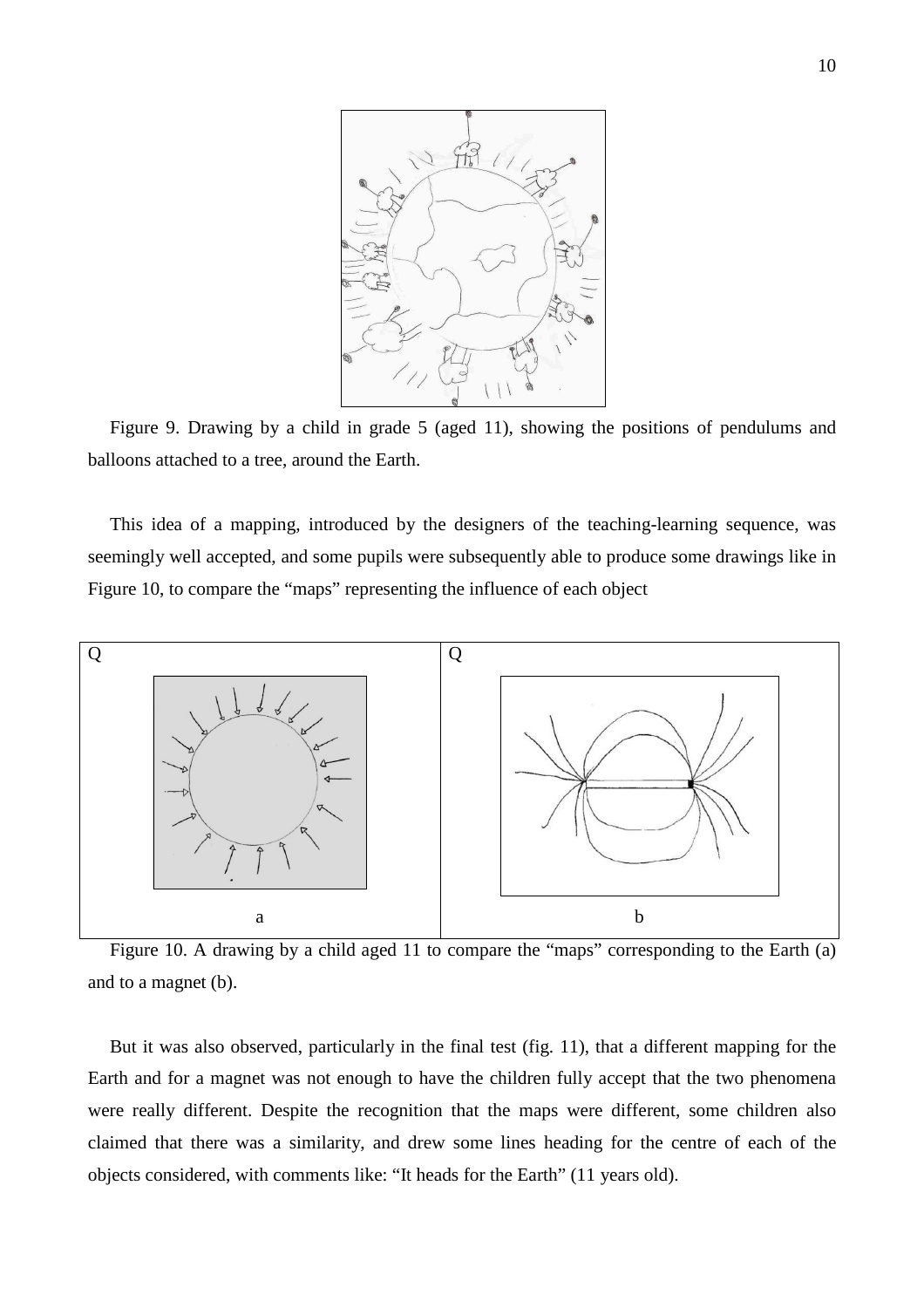Figure 9. Drawing by a child in grade 5 (aged 11), showing the positions of pendulums and balloons attached to a tree, around the Earth.

This idea of a mapping, introduced by the designers of the teaching-learning sequence, was seemingly well accepted, and some pupils were subsequently able to produce some drawings like in Figure 10, to compare the "maps" representing the influence of each object

Figure 10. A drawing by a child aged 11 to compare the "maps" corresponding to the Earth (a) and to a magnet (b).

But it was also observed, particularly in the final test (fig. 11), that a different mapping for the Earth and for a magnet was not enough to have the children fully accept that the two phenomena were really different. Despite the recognition that the maps were different, some children also claimed that there was a similarity, and drew some lines heading for the centre of each of the objects considered, with comments like: "It heads for the Earth" (11 years old).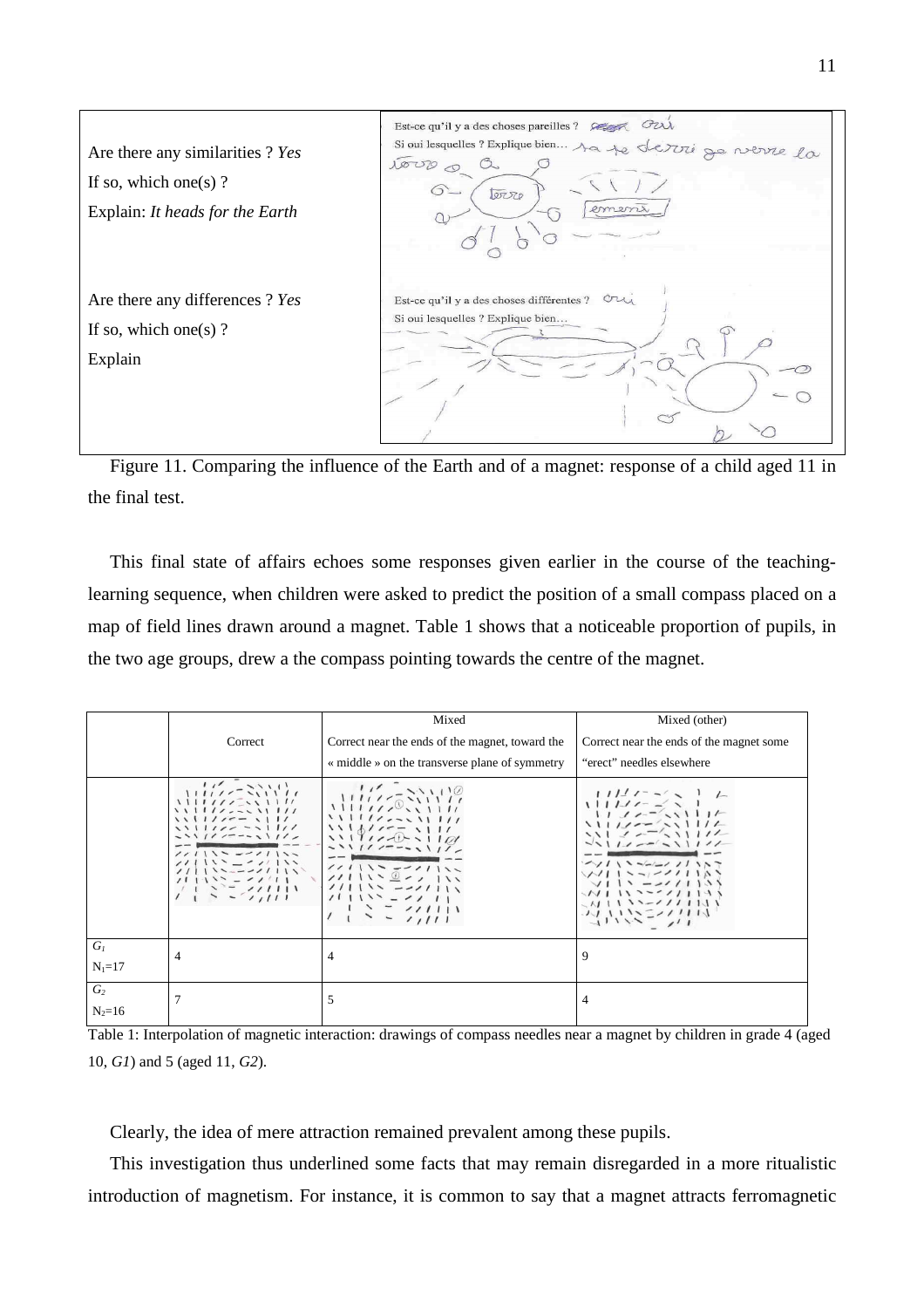| | |
|---|---|
| Are there any similarities ? *Yes*<br>If so, which one(s) ?<br>Explain: *It heads for the Earth* | Est-ce qu'il y a des choses pareilles ? Oui<br>Si oui lesquelles ? Explique bien… ça se dirrie ge verre la terre |
| Are there any differences ? *Yes*<br>If so, which one(s) ?<br>Explain | Est-ce qu'il y a des choses différentes ? Oui<br>Si oui lesquelles ? Explique bien… |

Figure 11. Comparing the influence of the Earth and of a magnet: response of a child aged 11 in the final test.

This final state of affairs echoes some responses given earlier in the course of the teaching-learning sequence, when children were asked to predict the position of a small compass placed on a map of field lines drawn around a magnet. Table 1 shows that a noticeable proportion of pupils, in the two age groups, drew a the compass pointing towards the centre of the magnet.

| | Correct | Mixed<br>Correct near the ends of the magnet, toward the « middle » on the transverse plane of symmetry | Mixed (other)<br>Correct near the ends of the magnet some "erect" needles elsewhere |
|---|---|---|---|
| *G₁* $N_1$=17 | 4 | 4 | 9 |
| *G₂* $N_2$=16 | 7 | 5 | 4 |

Table 1: Interpolation of magnetic interaction: drawings of compass needles near a magnet by children in grade 4 (aged 10, *G1*) and 5 (aged 11, *G2*).

Clearly, the idea of mere attraction remained prevalent among these pupils.

This investigation thus underlined some facts that may remain disregarded in a more ritualistic introduction of magnetism. For instance, it is common to say that a magnet attracts ferromagnetic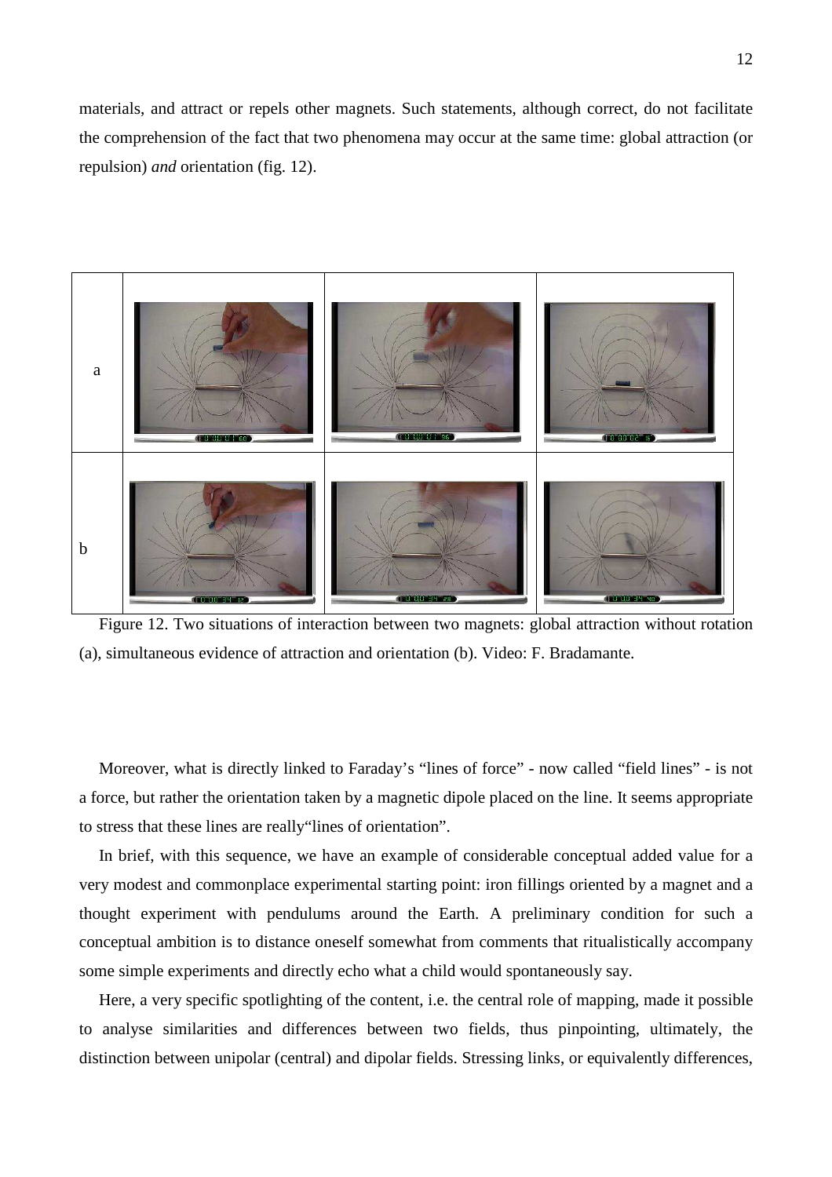materials, and attract or repels other magnets. Such statements, although correct, do not facilitate the comprehension of the fact that two phenomena may occur at the same time: global attraction (or repulsion) *and* orientation (fig. 12).

Figure 12. Two situations of interaction between two magnets: global attraction without rotation (a), simultaneous evidence of attraction and orientation (b). Video: F. Bradamante.

Moreover, what is directly linked to Faraday's "lines of force" - now called "field lines" - is not a force, but rather the orientation taken by a magnetic dipole placed on the line. It seems appropriate to stress that these lines are really"lines of orientation".

In brief, with this sequence, we have an example of considerable conceptual added value for a very modest and commonplace experimental starting point: iron fillings oriented by a magnet and a thought experiment with pendulums around the Earth. A preliminary condition for such a conceptual ambition is to distance oneself somewhat from comments that ritualistically accompany some simple experiments and directly echo what a child would spontaneously say.

Here, a very specific spotlighting of the content, i.e. the central role of mapping, made it possible to analyse similarities and differences between two fields, thus pinpointing, ultimately, the distinction between unipolar (central) and dipolar fields. Stressing links, or equivalently differences,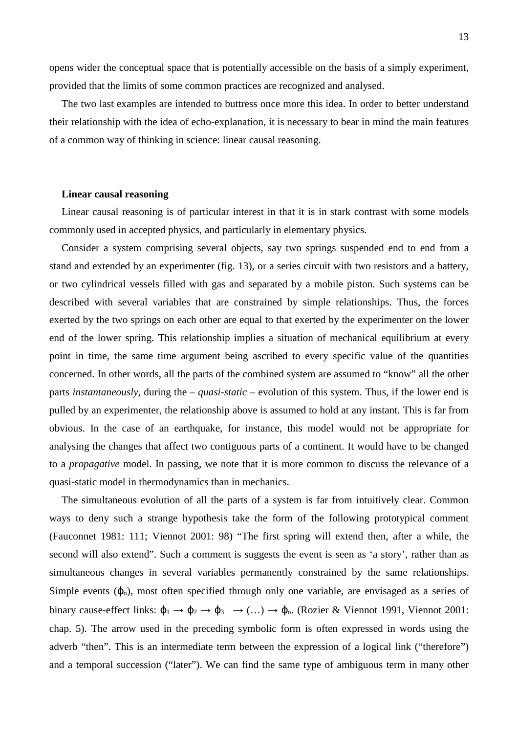opens wider the conceptual space that is potentially accessible on the basis of a simply experiment, provided that the limits of some common practices are recognized and analysed.

The two last examples are intended to buttress once more this idea. In order to better understand their relationship with the idea of echo-explanation, it is necessary to bear in mind the main features of a common way of thinking in science: linear causal reasoning.

**Linear causal reasoning**

Linear causal reasoning is of particular interest in that it is in stark contrast with some models commonly used in accepted physics, and particularly in elementary physics.

Consider a system comprising several objects, say two springs suspended end to end from a stand and extended by an experimenter (fig. 13), or a series circuit with two resistors and a battery, or two cylindrical vessels filled with gas and separated by a mobile piston. Such systems can be described with several variables that are constrained by simple relationships. Thus, the forces exerted by the two springs on each other are equal to that exerted by the experimenter on the lower end of the lower spring. This relationship implies a situation of mechanical equilibrium at every point in time, the same time argument being ascribed to every specific value of the quantities concerned. In other words, all the parts of the combined system are assumed to "know" all the other parts *instantaneously*, during the – *quasi-static* – evolution of this system. Thus, if the lower end is pulled by an experimenter, the relationship above is assumed to hold at any instant. This is far from obvious. In the case of an earthquake, for instance, this model would not be appropriate for analysing the changes that affect two contiguous parts of a continent. It would have to be changed to a *propagative* model. In passing, we note that it is more common to discuss the relevance of a quasi-static model in thermodynamics than in mechanics.

The simultaneous evolution of all the parts of a system is far from intuitively clear. Common ways to deny such a strange hypothesis take the form of the following prototypical comment (Fauconnet 1981: 111; Viennot 2001: 98) "The first spring will extend then, after a while, the second will also extend". Such a comment is suggests the event is seen as 'a story', rather than as simultaneous changes in several variables permanently constrained by the same relationships. Simple events ($\varphi_n$), most often specified through only one variable, are envisaged as a series of binary cause-effect links: $\varphi_1 \rightarrow \varphi_2 \rightarrow \varphi_3 \rightarrow (\ldots) \rightarrow \varphi_n$. (Rozier & Viennot 1991, Viennot 2001: chap. 5). The arrow used in the preceding symbolic form is often expressed in words using the adverb "then". This is an intermediate term between the expression of a logical link ("therefore") and a temporal succession ("later"). We can find the same type of ambiguous term in many other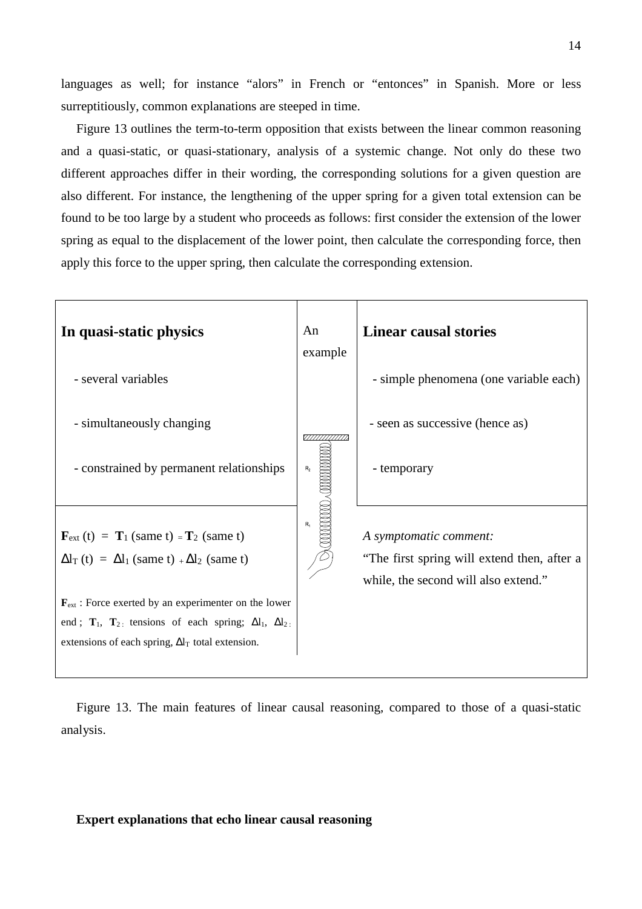languages as well; for instance "alors" in French or "entonces" in Spanish. More or less surreptitiously, common explanations are steeped in time.

Figure 13 outlines the term-to-term opposition that exists between the linear common reasoning and a quasi-static, or quasi-stationary, analysis of a systemic change. Not only do these two different approaches differ in their wording, the corresponding solutions for a given question are also different. For instance, the lengthening of the upper spring for a given total extension can be found to be too large by a student who proceeds as follows: first consider the extension of the lower spring as equal to the displacement of the lower point, then calculate the corresponding force, then apply this force to the upper spring, then calculate the corresponding extension.

| **In quasi-static physics** | An example | **Linear causal stories** |
|---|---|---|
| - several variables<br>- simultaneously changing<br>- constrained by permanent relationships | $R_2$<br>$R_1$ | - simple phenomena (one variable each)<br>- seen as successive (hence as)<br>- temporary |
| $\mathbf{F}_{ext}$ (t) = $\mathbf{T}_1$ (same t) = $\mathbf{T}_2$ (same t)<br>$\Delta l_T$ (t) = $\Delta l_1$ (same t) + $\Delta l_2$ (same t)<br><br>$\mathbf{F}_{ext}$ : Force exerted by an experimenter on the lower end ; $\mathbf{T}_1$, $\mathbf{T}_2$ : tensions of each spring; $\Delta l_1$, $\Delta l_2$ : extensions of each spring, $\Delta l_T$ total extension. | | *A symptomatic comment:*<br>"The first spring will extend then, after a while, the second will also extend." |

Figure 13. The main features of linear causal reasoning, compared to those of a quasi-static analysis.

**Expert explanations that echo linear causal reasoning**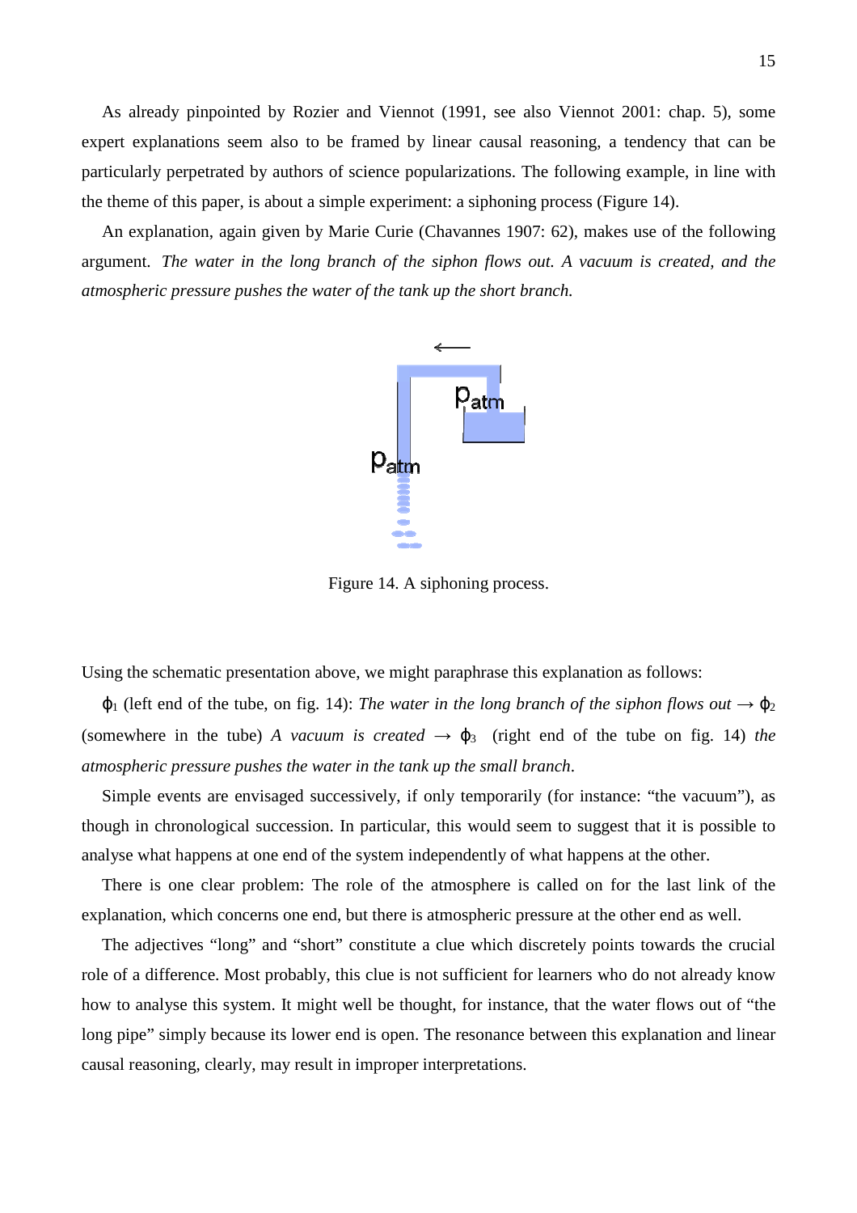As already pinpointed by Rozier and Viennot (1991, see also Viennot 2001: chap. 5), some expert explanations seem also to be framed by linear causal reasoning, a tendency that can be particularly perpetrated by authors of science popularizations. The following example, in line with the theme of this paper, is about a simple experiment: a siphoning process (Figure 14).

An explanation, again given by Marie Curie (Chavannes 1907: 62), makes use of the following argument. *The water in the long branch of the siphon flows out. A vacuum is created, and the atmospheric pressure pushes the water of the tank up the short branch.*

Figure 14. A siphoning process.

Using the schematic presentation above, we might paraphrase this explanation as follows:

$\varphi_1$ (left end of the tube, on fig. 14): *The water in the long branch of the siphon flows out* $\rightarrow$ $\varphi_2$ (somewhere in the tube) *A vacuum is created* $\rightarrow$ $\varphi_3$ (right end of the tube on fig. 14) *the atmospheric pressure pushes the water in the tank up the small branch*.

Simple events are envisaged successively, if only temporarily (for instance: "the vacuum"), as though in chronological succession. In particular, this would seem to suggest that it is possible to analyse what happens at one end of the system independently of what happens at the other.

There is one clear problem: The role of the atmosphere is called on for the last link of the explanation, which concerns one end, but there is atmospheric pressure at the other end as well.

The adjectives "long" and "short" constitute a clue which discretely points towards the crucial role of a difference. Most probably, this clue is not sufficient for learners who do not already know how to analyse this system. It might well be thought, for instance, that the water flows out of "the long pipe" simply because its lower end is open. The resonance between this explanation and linear causal reasoning, clearly, may result in improper interpretations.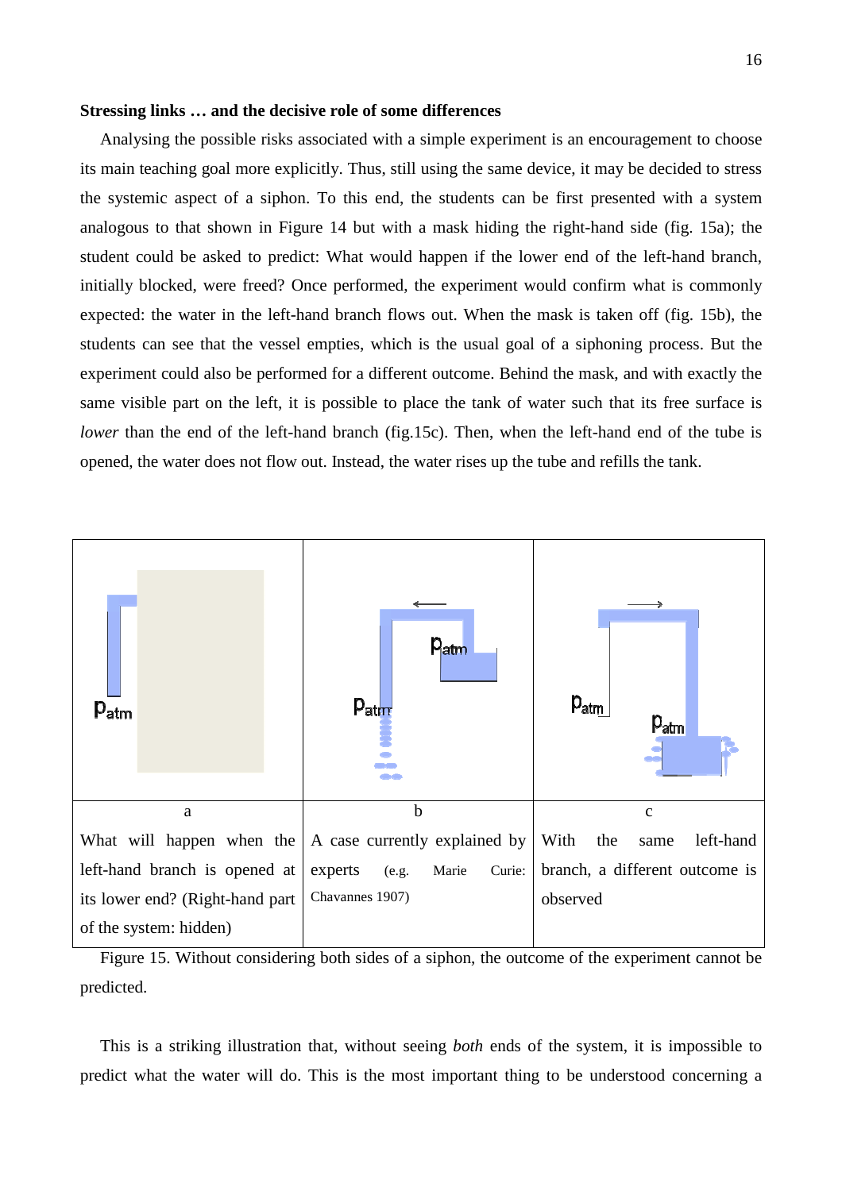**Stressing links … and the decisive role of some differences**

Analysing the possible risks associated with a simple experiment is an encouragement to choose its main teaching goal more explicitly. Thus, still using the same device, it may be decided to stress the systemic aspect of a siphon. To this end, the students can be first presented with a system analogous to that shown in Figure 14 but with a mask hiding the right-hand side (fig. 15a); the student could be asked to predict: What would happen if the lower end of the left-hand branch, initially blocked, were freed? Once performed, the experiment would confirm what is commonly expected: the water in the left-hand branch flows out. When the mask is taken off (fig. 15b), the students can see that the vessel empties, which is the usual goal of a siphoning process. But the experiment could also be performed for a different outcome. Behind the mask, and with exactly the same visible part on the left, it is possible to place the tank of water such that its free surface is *lower* than the end of the left-hand branch (fig.15c). Then, when the left-hand end of the tube is opened, the water does not flow out. Instead, the water rises up the tube and refills the tank.

| a | b | c |
|---|---|---|
| What will happen when the left-hand branch is opened at its lower end? (Right-hand part of the system: hidden) | A case currently explained by experts (e.g. Marie Curie: Chavannes 1907) | With the same left-hand branch, a different outcome is observed |

Figure 15. Without considering both sides of a siphon, the outcome of the experiment cannot be predicted.

This is a striking illustration that, without seeing *both* ends of the system, it is impossible to predict what the water will do. This is the most important thing to be understood concerning a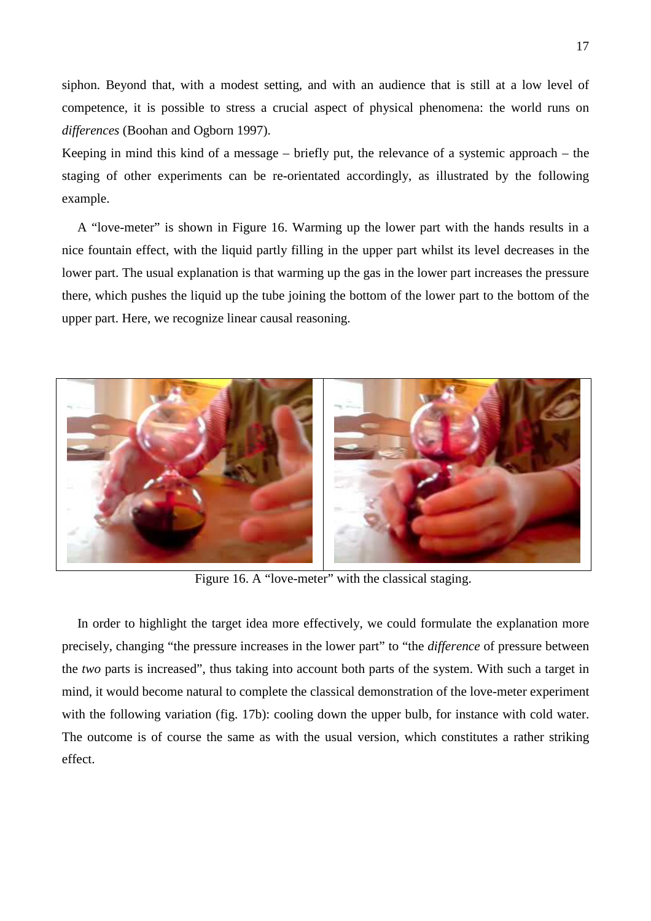siphon. Beyond that, with a modest setting, and with an audience that is still at a low level of competence, it is possible to stress a crucial aspect of physical phenomena: the world runs on *differences* (Boohan and Ogborn 1997).

Keeping in mind this kind of a message – briefly put, the relevance of a systemic approach – the staging of other experiments can be re-orientated accordingly, as illustrated by the following example.

A "love-meter" is shown in Figure 16. Warming up the lower part with the hands results in a nice fountain effect, with the liquid partly filling in the upper part whilst its level decreases in the lower part. The usual explanation is that warming up the gas in the lower part increases the pressure there, which pushes the liquid up the tube joining the bottom of the lower part to the bottom of the upper part. Here, we recognize linear causal reasoning.

Figure 16. A "love-meter" with the classical staging.

In order to highlight the target idea more effectively, we could formulate the explanation more precisely, changing "the pressure increases in the lower part" to "the *difference* of pressure between the *two* parts is increased", thus taking into account both parts of the system. With such a target in mind, it would become natural to complete the classical demonstration of the love-meter experiment with the following variation (fig. 17b): cooling down the upper bulb, for instance with cold water. The outcome is of course the same as with the usual version, which constitutes a rather striking effect.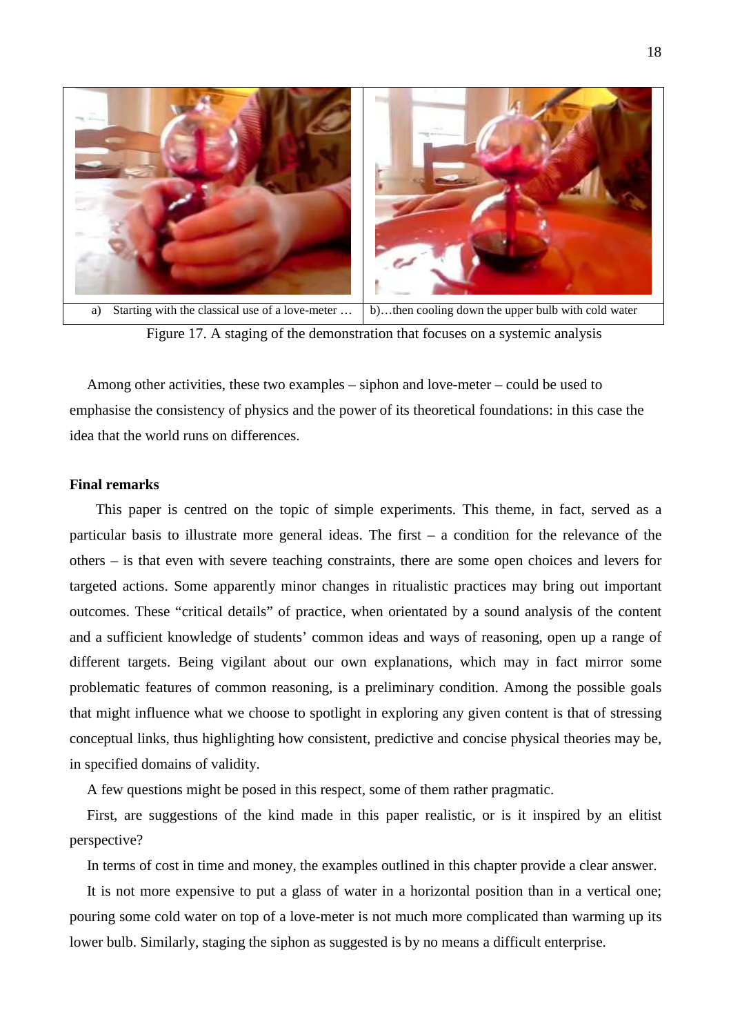| a) Starting with the classical use of a love-meter … | b)…then cooling down the upper bulb with cold water |
|---|---|

Figure 17. A staging of the demonstration that focuses on a systemic analysis

Among other activities, these two examples – siphon and love-meter – could be used to emphasise the consistency of physics and the power of its theoretical foundations: in this case the idea that the world runs on differences.

**Final remarks**

This paper is centred on the topic of simple experiments. This theme, in fact, served as a particular basis to illustrate more general ideas. The first – a condition for the relevance of the others – is that even with severe teaching constraints, there are some open choices and levers for targeted actions. Some apparently minor changes in ritualistic practices may bring out important outcomes. These "critical details" of practice, when orientated by a sound analysis of the content and a sufficient knowledge of students' common ideas and ways of reasoning, open up a range of different targets. Being vigilant about our own explanations, which may in fact mirror some problematic features of common reasoning, is a preliminary condition. Among the possible goals that might influence what we choose to spotlight in exploring any given content is that of stressing conceptual links, thus highlighting how consistent, predictive and concise physical theories may be, in specified domains of validity.

A few questions might be posed in this respect, some of them rather pragmatic.

First, are suggestions of the kind made in this paper realistic, or is it inspired by an elitist perspective?

In terms of cost in time and money, the examples outlined in this chapter provide a clear answer.

It is not more expensive to put a glass of water in a horizontal position than in a vertical one; pouring some cold water on top of a love-meter is not much more complicated than warming up its lower bulb. Similarly, staging the siphon as suggested is by no means a difficult enterprise.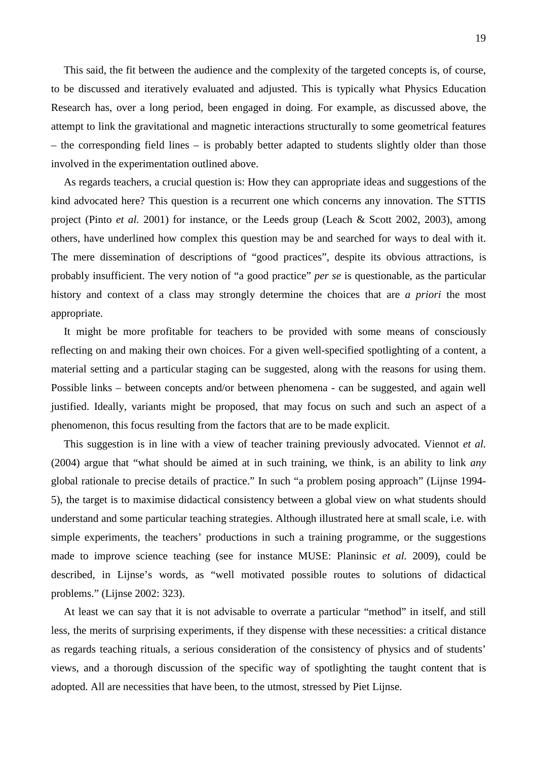This said, the fit between the audience and the complexity of the targeted concepts is, of course, to be discussed and iteratively evaluated and adjusted. This is typically what Physics Education Research has, over a long period, been engaged in doing. For example, as discussed above, the attempt to link the gravitational and magnetic interactions structurally to some geometrical features – the corresponding field lines – is probably better adapted to students slightly older than those involved in the experimentation outlined above.

As regards teachers, a crucial question is: How they can appropriate ideas and suggestions of the kind advocated here? This question is a recurrent one which concerns any innovation. The STTIS project (Pinto *et al.* 2001) for instance, or the Leeds group (Leach & Scott 2002, 2003), among others, have underlined how complex this question may be and searched for ways to deal with it. The mere dissemination of descriptions of "good practices", despite its obvious attractions, is probably insufficient. The very notion of "a good practice" *per se* is questionable, as the particular history and context of a class may strongly determine the choices that are *a priori* the most appropriate.

It might be more profitable for teachers to be provided with some means of consciously reflecting on and making their own choices. For a given well-specified spotlighting of a content, a material setting and a particular staging can be suggested, along with the reasons for using them. Possible links – between concepts and/or between phenomena - can be suggested, and again well justified. Ideally, variants might be proposed, that may focus on such and such an aspect of a phenomenon, this focus resulting from the factors that are to be made explicit.

This suggestion is in line with a view of teacher training previously advocated. Viennot *et al.* (2004) argue that "what should be aimed at in such training, we think, is an ability to link *any* global rationale to precise details of practice." In such "a problem posing approach" (Lijnse 1994-5), the target is to maximise didactical consistency between a global view on what students should understand and some particular teaching strategies. Although illustrated here at small scale, i.e. with simple experiments, the teachers' productions in such a training programme, or the suggestions made to improve science teaching (see for instance MUSE: Planinsic *et al.* 2009), could be described, in Lijnse's words, as "well motivated possible routes to solutions of didactical problems." (Lijnse 2002: 323).

At least we can say that it is not advisable to overrate a particular "method" in itself, and still less, the merits of surprising experiments, if they dispense with these necessities: a critical distance as regards teaching rituals, a serious consideration of the consistency of physics and of students' views, and a thorough discussion of the specific way of spotlighting the taught content that is adopted. All are necessities that have been, to the utmost, stressed by Piet Lijnse.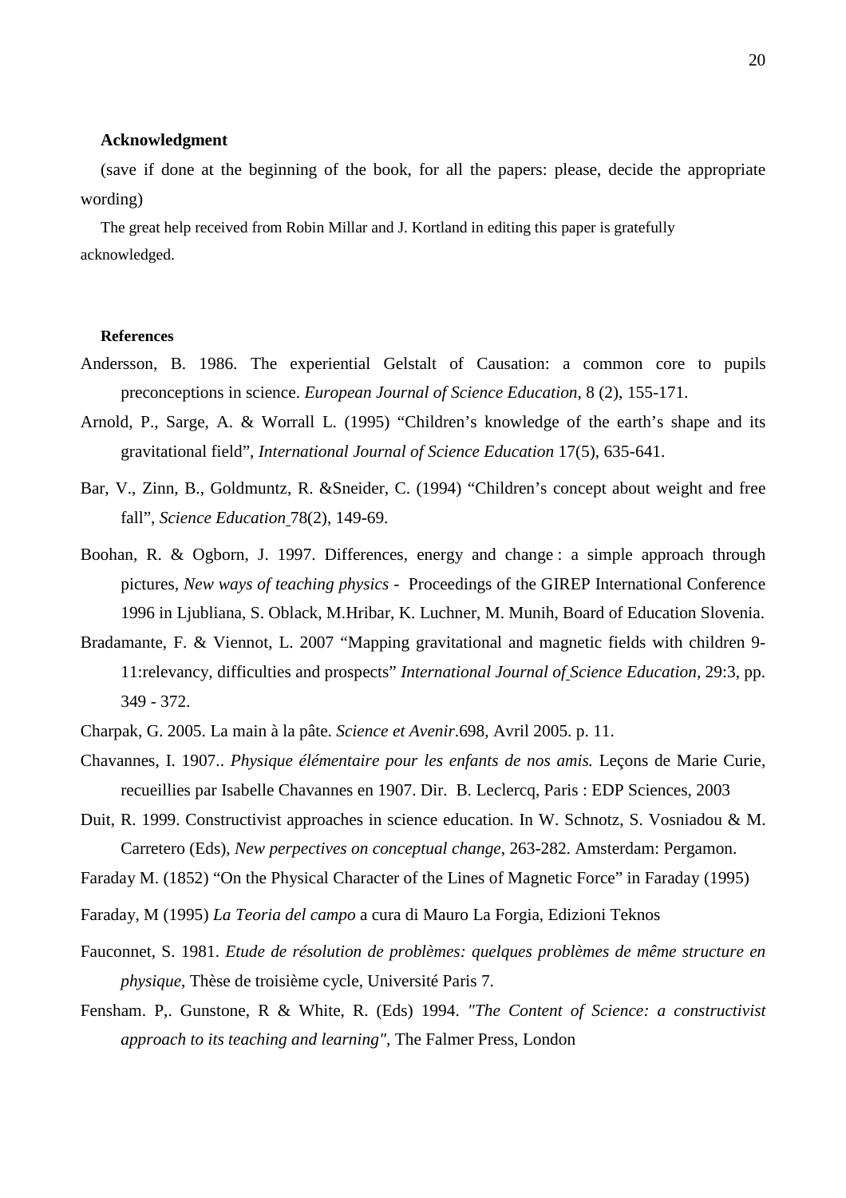### Acknowledgment

(save if done at the beginning of the book, for all the papers: please, decide the appropriate wording)

The great help received from Robin Millar and J. Kortland in editing this paper is gratefully acknowledged.

### References

Andersson, B. 1986. The experiential Gelstalt of Causation: a common core to pupils preconceptions in science. *European Journal of Science Education*, 8 (2), 155-171.

Arnold, P., Sarge, A. & Worrall L. (1995) "Children's knowledge of the earth's shape and its gravitational field", *International Journal of Science Education* 17(5), 635-641.

Bar, V., Zinn, B., Goldmuntz, R. &Sneider, C. (1994) "Children's concept about weight and free fall", *Science Education* 78(2), 149-69.

Boohan, R. & Ogborn, J. 1997. Differences, energy and change : a simple approach through pictures, *New ways of teaching physics* - Proceedings of the GIREP International Conference 1996 in Ljubliana, S. Oblack, M.Hribar, K. Luchner, M. Munih, Board of Education Slovenia.

Bradamante, F. & Viennot, L. 2007 "Mapping gravitational and magnetic fields with children 9-11:relevancy, difficulties and prospects" *International Journal of Science Education*, 29:3, pp. 349 - 372.

Charpak, G. 2005. La main à la pâte. *Science et Avenir*.698, Avril 2005. p. 11.

Chavannes, I. 1907.. *Physique élémentaire pour les enfants de nos amis.* Leçons de Marie Curie, recueillies par Isabelle Chavannes en 1907. Dir. B. Leclercq, Paris : EDP Sciences, 2003

Duit, R. 1999. Constructivist approaches in science education. In W. Schnotz, S. Vosniadou & M. Carretero (Eds), *New perpectives on conceptual change*, 263-282. Amsterdam: Pergamon.

Faraday M. (1852) "On the Physical Character of the Lines of Magnetic Force" in Faraday (1995)

Faraday, M (1995) *La Teoria del campo* a cura di Mauro La Forgia, Edizioni Teknos

Fauconnet, S. 1981. *Etude de résolution de problèmes: quelques problèmes de même structure en physique*, Thèse de troisième cycle, Université Paris 7.

Fensham. P,. Gunstone, R & White, R. (Eds) 1994. *"The Content of Science: a constructivist approach to its teaching and learning"*, The Falmer Press, London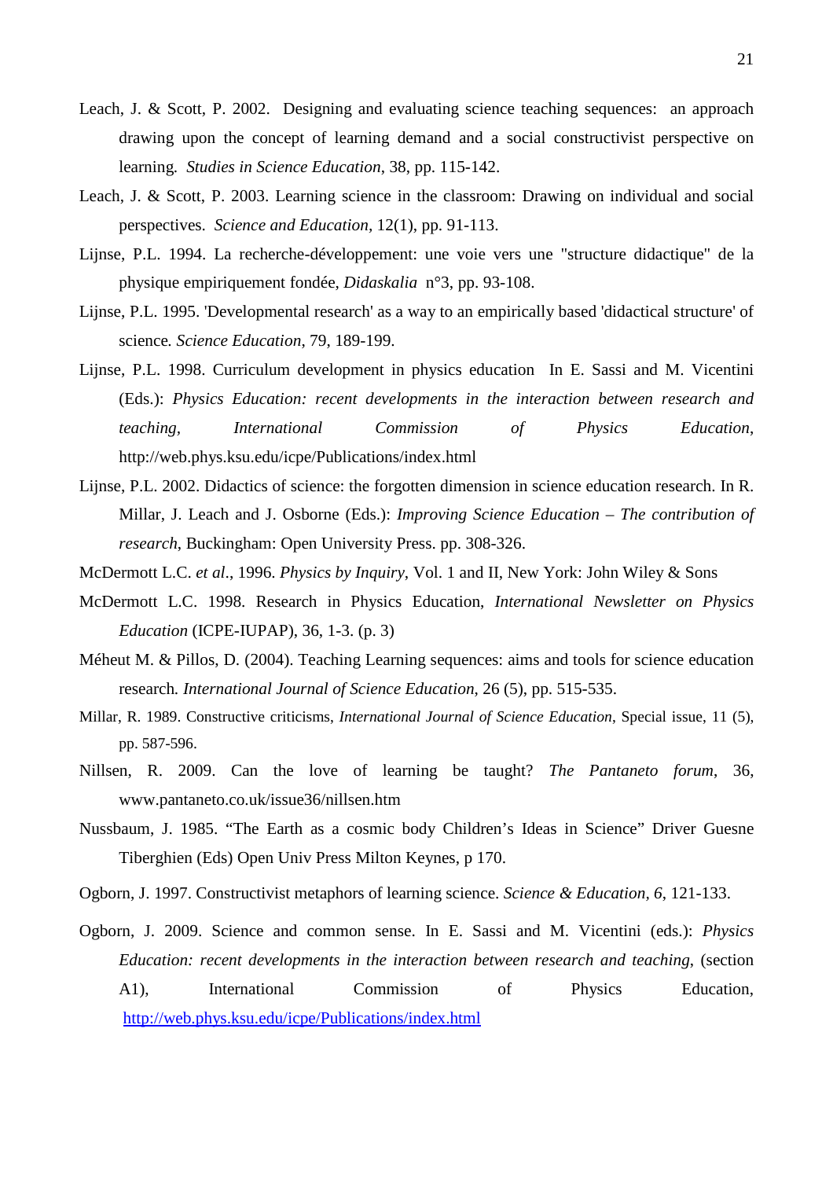Leach, J. & Scott, P. 2002. Designing and evaluating science teaching sequences: an approach drawing upon the concept of learning demand and a social constructivist perspective on learning. *Studies in Science Education*, 38, pp. 115-142.

Leach, J. & Scott, P. 2003. Learning science in the classroom: Drawing on individual and social perspectives. *Science and Education*, 12(1), pp. 91-113.

Lijnse, P.L. 1994. La recherche-développement: une voie vers une "structure didactique" de la physique empiriquement fondée, *Didaskalia* n°3, pp. 93-108.

Lijnse, P.L. 1995. 'Developmental research' as a way to an empirically based 'didactical structure' of science. *Science Education*, 79, 189-199.

Lijnse, P.L. 1998. Curriculum development in physics education In E. Sassi and M. Vicentini (Eds.): *Physics Education: recent developments in the interaction between research and teaching*, *International Commission of Physics Education*, http://web.phys.ksu.edu/icpe/Publications/index.html

Lijnse, P.L. 2002. Didactics of science: the forgotten dimension in science education research. In R. Millar, J. Leach and J. Osborne (Eds.): *Improving Science Education – The contribution of research*, Buckingham: Open University Press. pp. 308-326.

McDermott L.C. *et al*., 1996. *Physics by Inquiry*, Vol. 1 and II, New York: John Wiley & Sons

McDermott L.C. 1998. Research in Physics Education, *International Newsletter on Physics Education* (ICPE-IUPAP), 36, 1-3. (p. 3)

Méheut M. & Pillos, D. (2004). Teaching Learning sequences: aims and tools for science education research. *International Journal of Science Education*, 26 (5), pp. 515-535.

Millar, R. 1989. Constructive criticisms, *International Journal of Science Education*, Special issue, 11 (5), pp. 587-596.

Nillsen, R. 2009. Can the love of learning be taught? *The Pantaneto forum*, 36, www.pantaneto.co.uk/issue36/nillsen.htm

Nussbaum, J. 1985. "The Earth as a cosmic body Children's Ideas in Science" Driver Guesne Tiberghien (Eds) Open Univ Press Milton Keynes, p 170.

Ogborn, J. 1997. Constructivist metaphors of learning science. *Science & Education, 6*, 121-133.

Ogborn, J. 2009. Science and common sense. In E. Sassi and M. Vicentini (eds.): *Physics Education: recent developments in the interaction between research and teaching*, (section A1), International Commission of Physics Education, http://web.phys.ksu.edu/icpe/Publications/index.html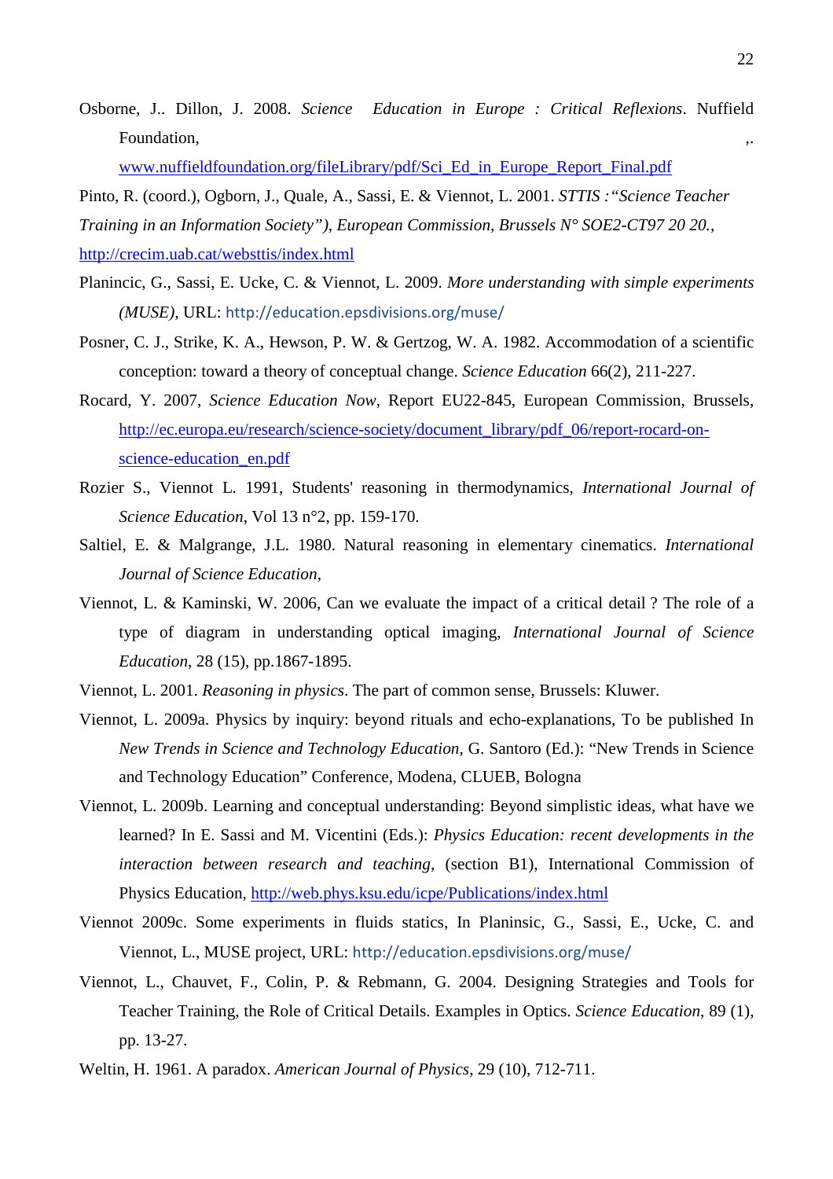Osborne, J.. Dillon, J. 2008. *Science Education in Europe : Critical Reflexions*. Nuffield Foundation, ,. www.nuffieldfoundation.org/fileLibrary/pdf/Sci_Ed_in_Europe_Report_Final.pdf

Pinto, R. (coord.), Ogborn, J., Quale, A., Sassi, E. & Viennot, L. 2001. *STTIS : "Science Teacher Training in an Information Society"), European Commission, Brussels N° SOE2-CT97 20 20.,* http://crecim.uab.cat/websttis/index.html

Planincic, G., Sassi, E. Ucke, C. & Viennot, L. 2009. *More understanding with simple experiments (MUSE)*, URL: http://education.epsdivisions.org/muse/

Posner, C. J., Strike, K. A., Hewson, P. W. & Gertzog, W. A. 1982. Accommodation of a scientific conception: toward a theory of conceptual change. *Science Education* 66(2), 211-227.

Rocard, Y. 2007, *Science Education Now*, Report EU22-845, European Commission, Brussels, http://ec.europa.eu/research/science-society/document_library/pdf_06/report-rocard-on-science-education_en.pdf

Rozier S., Viennot L. 1991, Students' reasoning in thermodynamics, *International Journal of Science Education*, Vol 13 n°2, pp. 159-170.

Saltiel, E. & Malgrange, J.L. 1980. Natural reasoning in elementary cinematics. *International Journal of Science Education*,

Viennot, L. & Kaminski, W. 2006, Can we evaluate the impact of a critical detail ? The role of a type of diagram in understanding optical imaging, *International Journal of Science Education*, 28 (15), pp.1867-1895.

Viennot, L. 2001. *Reasoning in physics*. The part of common sense, Brussels: Kluwer.

Viennot, L. 2009a. Physics by inquiry: beyond rituals and echo-explanations, To be published In *New Trends in Science and Technology Education*, G. Santoro (Ed.): "New Trends in Science and Technology Education" Conference, Modena, CLUEB, Bologna

Viennot, L. 2009b. Learning and conceptual understanding: Beyond simplistic ideas, what have we learned? In E. Sassi and M. Vicentini (Eds.): *Physics Education: recent developments in the interaction between research and teaching*, (section B1), International Commission of Physics Education, http://web.phys.ksu.edu/icpe/Publications/index.html

Viennot 2009c. Some experiments in fluids statics, In Planinsic, G., Sassi, E., Ucke, C. and Viennot, L., MUSE project, URL: http://education.epsdivisions.org/muse/

Viennot, L., Chauvet, F., Colin, P. & Rebmann, G. 2004. Designing Strategies and Tools for Teacher Training, the Role of Critical Details. Examples in Optics. *Science Education*, 89 (1), pp. 13-27.

Weltin, H. 1961. A paradox. *American Journal of Physics*, 29 (10), 712-711.